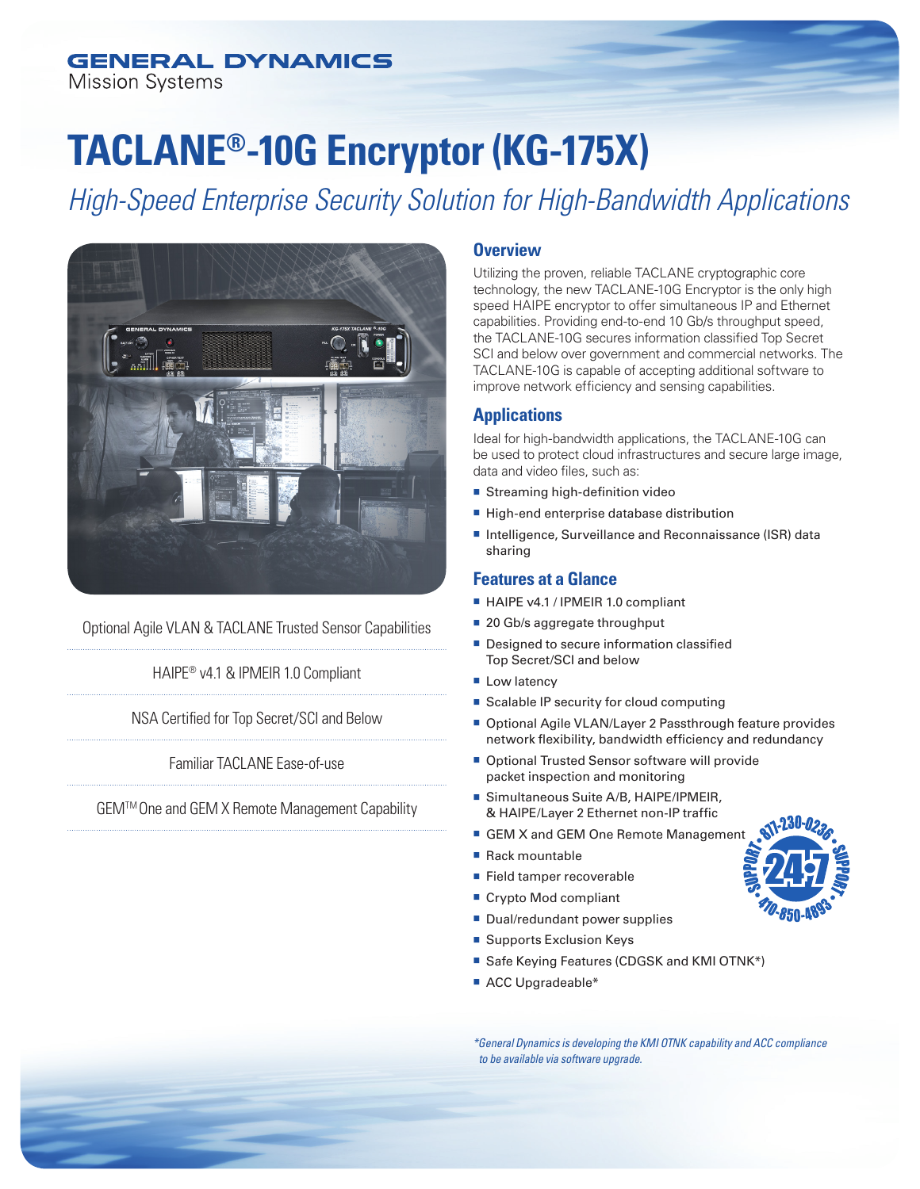GENERAL DYNAMICS
Mission Systems

# TACLANE®-10G Encryptor (KG-175X)

*High-Speed Enterprise Security Solution for High-Bandwidth Applications*

Optional Agile VLAN & TACLANE Trusted Sensor Capabilities

HAIPE® v4.1 & IPMEIR 1.0 Compliant

NSA Certified for Top Secret/SCI and Below

Familiar TACLANE Ease-of-use

GEM™ One and GEM X Remote Management Capability

## Overview

Utilizing the proven, reliable TACLANE cryptographic core technology, the new TACLANE-10G Encryptor is the only high speed HAIPE encryptor to offer simultaneous IP and Ethernet capabilities. Providing end-to-end 10 Gb/s throughput speed, the TACLANE-10G secures information classified Top Secret SCI and below over government and commercial networks. The TACLANE-10G is capable of accepting additional software to improve network efficiency and sensing capabilities.

## Applications

Ideal for high-bandwidth applications, the TACLANE-10G can be used to protect cloud infrastructures and secure large image, data and video files, such as:

- Streaming high-definition video
- High-end enterprise database distribution
- Intelligence, Surveillance and Reconnaissance (ISR) data sharing

## Features at a Glance

- HAIPE v4.1 / IPMEIR 1.0 compliant
- 20 Gb/s aggregate throughput
- Designed to secure information classified Top Secret/SCI and below
- Low latency
- Scalable IP security for cloud computing
- Optional Agile VLAN/Layer 2 Passthrough feature provides network flexibility, bandwidth efficiency and redundancy
- Optional Trusted Sensor software will provide packet inspection and monitoring
- Simultaneous Suite A/B, HAIPE/IPMEIR, & HAIPE/Layer 2 Ethernet non-IP traffic
- GEM X and GEM One Remote Management
- Rack mountable
- Field tamper recoverable
- Crypto Mod compliant
- Dual/redundant power supplies
- Supports Exclusion Keys
- Safe Keying Features (CDGSK and KMI OTNK*)
- ACC Upgradeable*

SUPPORT • 877-230-0236 • SUPPORT • 410-850-4893 • 24/7

*\*General Dynamics is developing the KMI OTNK capability and ACC compliance to be available via software upgrade.*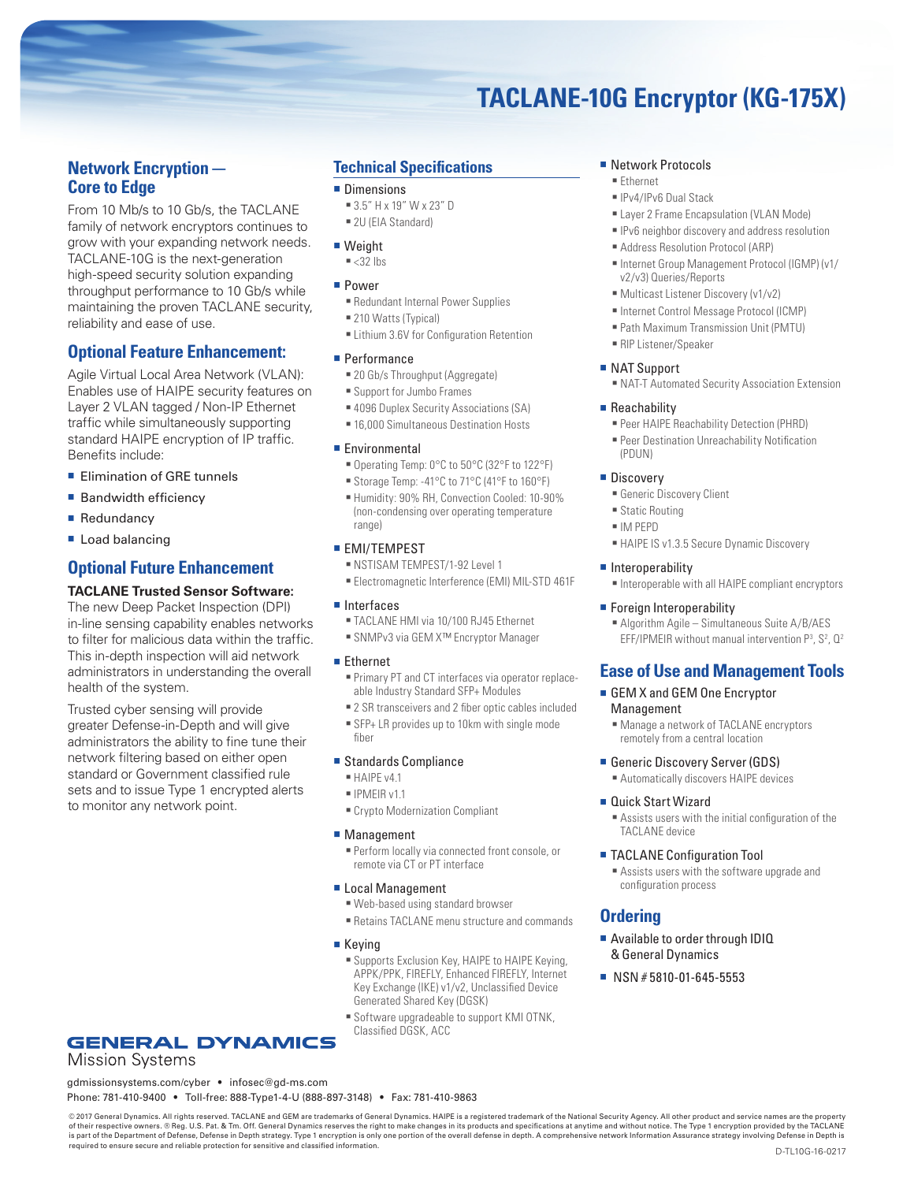# TACLANE-10G Encryptor (KG-175X)

## Network Encryption — Core to Edge

From 10 Mb/s to 10 Gb/s, the TACLANE family of network encryptors continues to grow with your expanding network needs. TACLANE-10G is the next-generation high-speed security solution expanding throughput performance to 10 Gb/s while maintaining the proven TACLANE security, reliability and ease of use.

## Optional Feature Enhancement:

Agile Virtual Local Area Network (VLAN): Enables use of HAIPE security features on Layer 2 VLAN tagged / Non-IP Ethernet traffic while simultaneously supporting standard HAIPE encryption of IP traffic. Benefits include:

- Elimination of GRE tunnels
- Bandwidth efficiency
- Redundancy
- Load balancing

## Optional Future Enhancement

**TACLANE Trusted Sensor Software:** The new Deep Packet Inspection (DPI) in-line sensing capability enables networks to filter for malicious data within the traffic. This in-depth inspection will aid network administrators in understanding the overall health of the system.

Trusted cyber sensing will provide greater Defense-in-Depth and will give administrators the ability to fine tune their network filtering based on either open standard or Government classified rule sets and to issue Type 1 encrypted alerts to monitor any network point.

## Technical Specifications

- Dimensions
  - 3.5" H x 19" W x 23" D
  - 2U (EIA Standard)
- Weight
  - <32 lbs
- Power
  - Redundant Internal Power Supplies
  - 210 Watts (Typical)
  - Lithium 3.6V for Configuration Retention
- Performance
  - 20 Gb/s Throughput (Aggregate)
  - Support for Jumbo Frames
  - 4096 Duplex Security Associations (SA)
  - 16,000 Simultaneous Destination Hosts
- Environmental
  - Operating Temp: 0°C to 50°C (32°F to 122°F)
  - Storage Temp: -41°C to 71°C (41°F to 160°F)
  - Humidity: 90% RH, Convection Cooled: 10-90% (non-condensing over operating temperature range)
- EMI/TEMPEST
  - NSTISAM TEMPEST/1-92 Level 1
  - Electromagnetic Interference (EMI) MIL-STD 461F
- Interfaces
  - TACLANE HMI via 10/100 RJ45 Ethernet
  - SNMPv3 via GEM X™ Encryptor Manager
- Ethernet
  - Primary PT and CT interfaces via operator replace-able Industry Standard SFP+ Modules
  - 2 SR transceivers and 2 fiber optic cables included
  - SFP+ LR provides up to 10km with single mode fiber
- Standards Compliance
  - HAIPE v4.1
  - IPMEIR v1.1
  - Crypto Modernization Compliant
- Management
  - Perform locally via connected front console, or remote via CT or PT interface
- Local Management
  - Web-based using standard browser
  - Retains TACLANE menu structure and commands
- Keying
  - Supports Exclusion Key, HAIPE to HAIPE Keying, APPK/PPK, FIREFLY, Enhanced FIREFLY, Internet Key Exchange (IKE) v1/v2, Unclassified Device Generated Shared Key (DGSK)
  - Software upgradeable to support KMI OTNK, Classified DGSK, ACC
- Network Protocols
  - Ethernet
  - IPv4/IPv6 Dual Stack
  - Layer 2 Frame Encapsulation (VLAN Mode)
  - IPv6 neighbor discovery and address resolution
  - Address Resolution Protocol (ARP)
  - Internet Group Management Protocol (IGMP) (v1/v2/v3) Queries/Reports
  - Multicast Listener Discovery (v1/v2)
  - Internet Control Message Protocol (ICMP)
  - Path Maximum Transmission Unit (PMTU)
  - RIP Listener/Speaker
- NAT Support
  - NAT-T Automated Security Association Extension
- Reachability
  - Peer HAIPE Reachability Detection (PHRD)
  - Peer Destination Unreachability Notification (PDUN)
- Discovery
  - Generic Discovery Client
  - Static Routing
  - IM PEPD
  - HAIPE IS v1.3.5 Secure Dynamic Discovery
- Interoperability
  - Interoperable with all HAIPE compliant encryptors
- Foreign Interoperability
  - Algorithm Agile – Simultaneous Suite A/B/AES EFF/IPMEIR without manual intervention $P^3$, $S^2$, $Q^2$

## Ease of Use and Management Tools

- GEM X and GEM One Encryptor Management
  - Manage a network of TACLANE encryptors remotely from a central location
- Generic Discovery Server (GDS)
  - Automatically discovers HAIPE devices
- Quick Start Wizard
  - Assists users with the initial configuration of the TACLANE device
- TACLANE Configuration Tool
  - Assists users with the software upgrade and configuration process

## Ordering

- Available to order through IDIQ & General Dynamics
- NSN # 5810-01-645-5553

**GENERAL DYNAMICS**
Mission Systems

gdmissionsystems.com/cyber • infosec@gd-ms.com
Phone: 781-410-9400 • Toll-free: 888-Type1-4-U (888-897-3148) • Fax: 781-410-9863

© 2017 General Dynamics. All rights reserved. TACLANE and GEM are trademarks of General Dynamics. HAIPE is a registered trademark of the National Security Agency. All other product and service names are the property of their respective owners. ® Reg. U.S. Pat. & Tm. Off. General Dynamics reserves the right to make changes in its products and specifications at anytime and without notice. The Type 1 encryption provided by the TACLANE is part of the Department of Defense, Defense in Depth strategy. Type 1 encryption is only one portion of the overall defense in depth. A comprehensive network Information Assurance strategy involving Defense in Depth is required to ensure secure and reliable protection for sensitive and classified information.

D-TL10G-16-0217